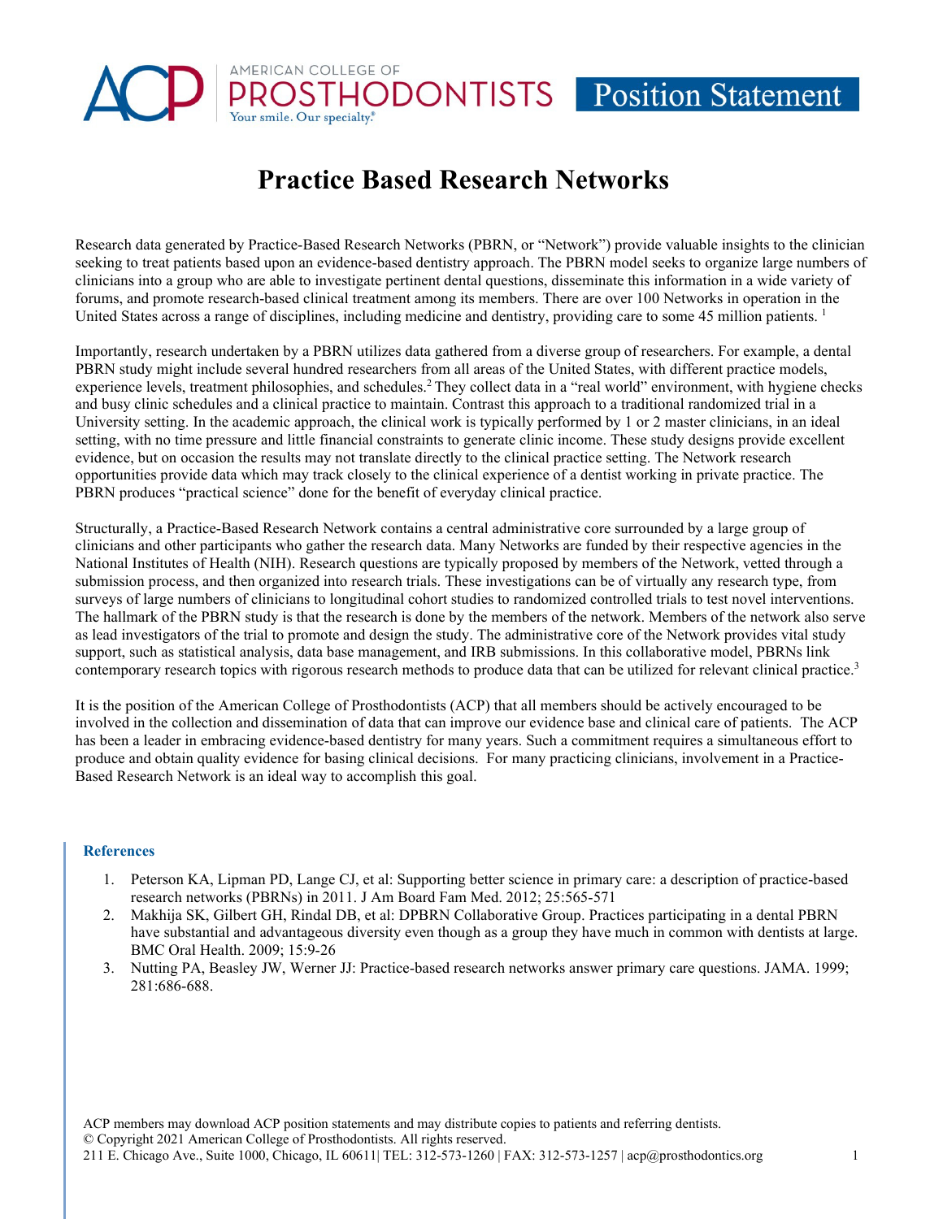American College of Prosthodontists — Your smile. Our specialty.® — Position Statement

# Practice Based Research Networks

Research data generated by Practice-Based Research Networks (PBRN, or "Network") provide valuable insights to the clinician seeking to treat patients based upon an evidence-based dentistry approach. The PBRN model seeks to organize large numbers of clinicians into a group who are able to investigate pertinent dental questions, disseminate this information in a wide variety of forums, and promote research-based clinical treatment among its members. There are over 100 Networks in operation in the United States across a range of disciplines, including medicine and dentistry, providing care to some 45 million patients. [1]

Importantly, research undertaken by a PBRN utilizes data gathered from a diverse group of researchers. For example, a dental PBRN study might include several hundred researchers from all areas of the United States, with different practice models, experience levels, treatment philosophies, and schedules.[2] They collect data in a "real world" environment, with hygiene checks and busy clinic schedules and a clinical practice to maintain. Contrast this approach to a traditional randomized trial in a University setting. In the academic approach, the clinical work is typically performed by 1 or 2 master clinicians, in an ideal setting, with no time pressure and little financial constraints to generate clinic income. These study designs provide excellent evidence, but on occasion the results may not translate directly to the clinical practice setting. The Network research opportunities provide data which may track closely to the clinical experience of a dentist working in private practice. The PBRN produces "practical science" done for the benefit of everyday clinical practice.

Structurally, a Practice-Based Research Network contains a central administrative core surrounded by a large group of clinicians and other participants who gather the research data. Many Networks are funded by their respective agencies in the National Institutes of Health (NIH). Research questions are typically proposed by members of the Network, vetted through a submission process, and then organized into research trials. These investigations can be of virtually any research type, from surveys of large numbers of clinicians to longitudinal cohort studies to randomized controlled trials to test novel interventions. The hallmark of the PBRN study is that the research is done by the members of the network. Members of the network also serve as lead investigators of the trial to promote and design the study. The administrative core of the Network provides vital study support, such as statistical analysis, data base management, and IRB submissions. In this collaborative model, PBRNs link contemporary research topics with rigorous research methods to produce data that can be utilized for relevant clinical practice.[3]

It is the position of the American College of Prosthodontists (ACP) that all members should be actively encouraged to be involved in the collection and dissemination of data that can improve our evidence base and clinical care of patients. The ACP has been a leader in embracing evidence-based dentistry for many years. Such a commitment requires a simultaneous effort to produce and obtain quality evidence for basing clinical decisions. For many practicing clinicians, involvement in a Practice-Based Research Network is an ideal way to accomplish this goal.

### References

1. Peterson KA, Lipman PD, Lange CJ, et al: Supporting better science in primary care: a description of practice-based research networks (PBRNs) in 2011. J Am Board Fam Med. 2012; 25:565-571
2. Makhija SK, Gilbert GH, Rindal DB, et al: DPBRN Collaborative Group. Practices participating in a dental PBRN have substantial and advantageous diversity even though as a group they have much in common with dentists at large. BMC Oral Health. 2009; 15:9-26
3. Nutting PA, Beasley JW, Werner JJ: Practice-based research networks answer primary care questions. JAMA. 1999; 281:686-688.

ACP members may download ACP position statements and may distribute copies to patients and referring dentists.
© Copyright 2021 American College of Prosthodontists. All rights reserved.
211 E. Chicago Ave., Suite 1000, Chicago, IL 60611| TEL: 312-573-1260 | FAX: 312-573-1257 | acp@prosthodontics.org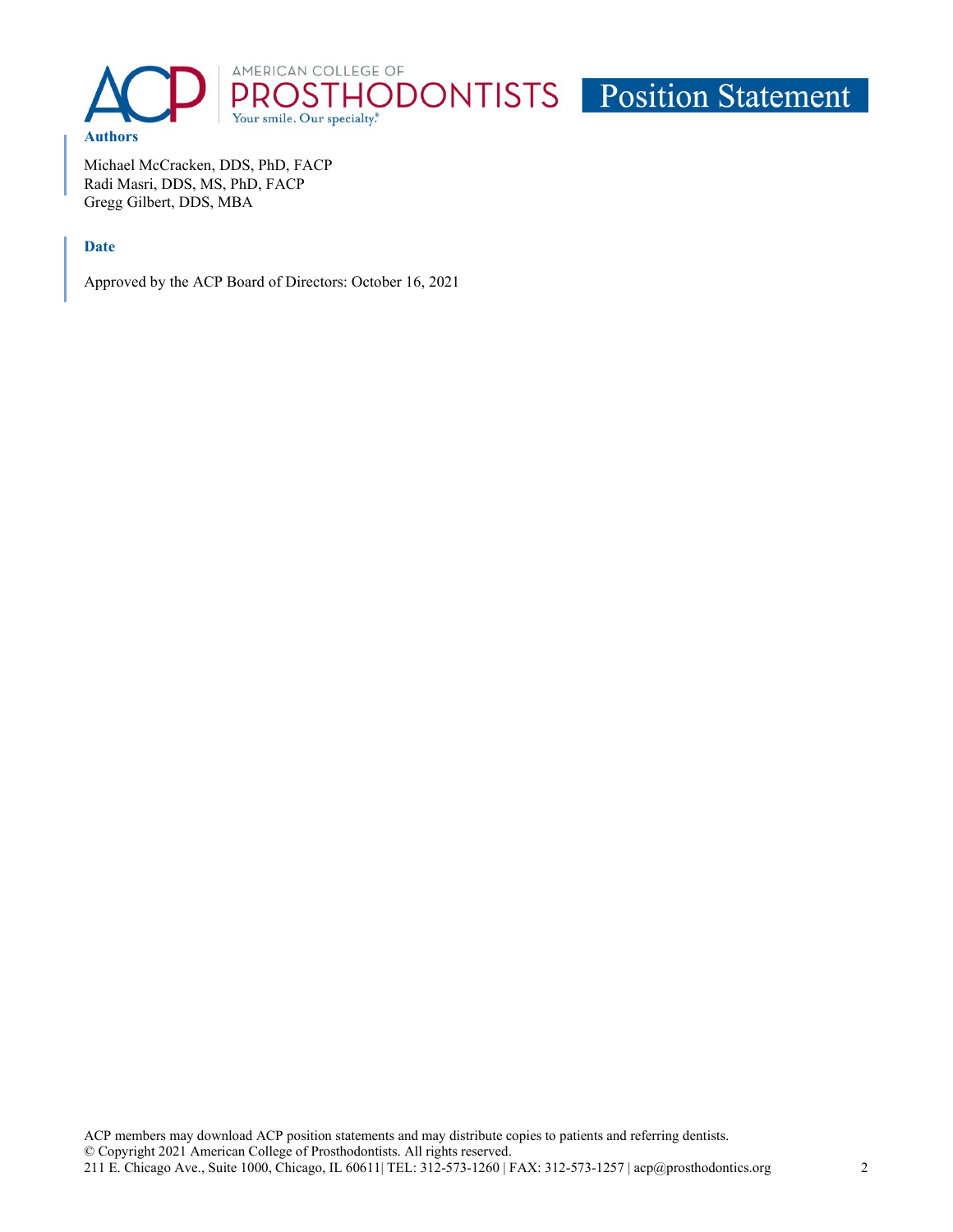### Authors

Michael McCracken, DDS, PhD, FACP
Radi Masri, DDS, MS, PhD, FACP
Gregg Gilbert, DDS, MBA

### Date

Approved by the ACP Board of Directors: October 16, 2021

ACP members may download ACP position statements and may distribute copies to patients and referring dentists.
© Copyright 2021 American College of Prosthodontists. All rights reserved.
211 E. Chicago Ave., Suite 1000, Chicago, IL 60611| TEL: 312-573-1260 | FAX: 312-573-1257 | acp@prosthodontics.org